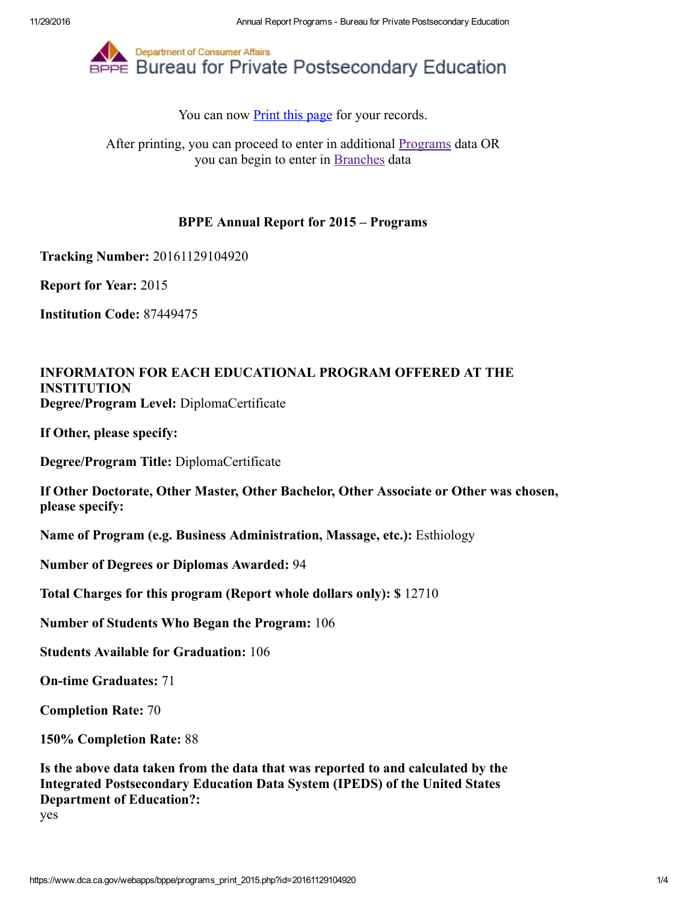Department of Consumer Affairs
# Bureau for Private Postsecondary Education

You can now Print this page for your records.

After printing, you can proceed to enter in additional Programs data OR you can begin to enter in Branches data

## BPPE Annual Report for 2015 – Programs

**Tracking Number:** 20161129104920

**Report for Year:** 2015

**Institution Code:** 87449475

### INFORMATON FOR EACH EDUCATIONAL PROGRAM OFFERED AT THE INSTITUTION

**Degree/Program Level:** DiplomaCertificate

**If Other, please specify:**

**Degree/Program Title:** DiplomaCertificate

**If Other Doctorate, Other Master, Other Bachelor, Other Associate or Other was chosen, please specify:**

**Name of Program (e.g. Business Administration, Massage, etc.):** Esthiology

**Number of Degrees or Diplomas Awarded:** 94

**Total Charges for this program (Report whole dollars only): $** 12710

**Number of Students Who Began the Program:** 106

**Students Available for Graduation:** 106

**On-time Graduates:** 71

**Completion Rate:** 70

**150% Completion Rate:** 88

**Is the above data taken from the data that was reported to and calculated by the Integrated Postsecondary Education Data System (IPEDS) of the United States Department of Education?:**
yes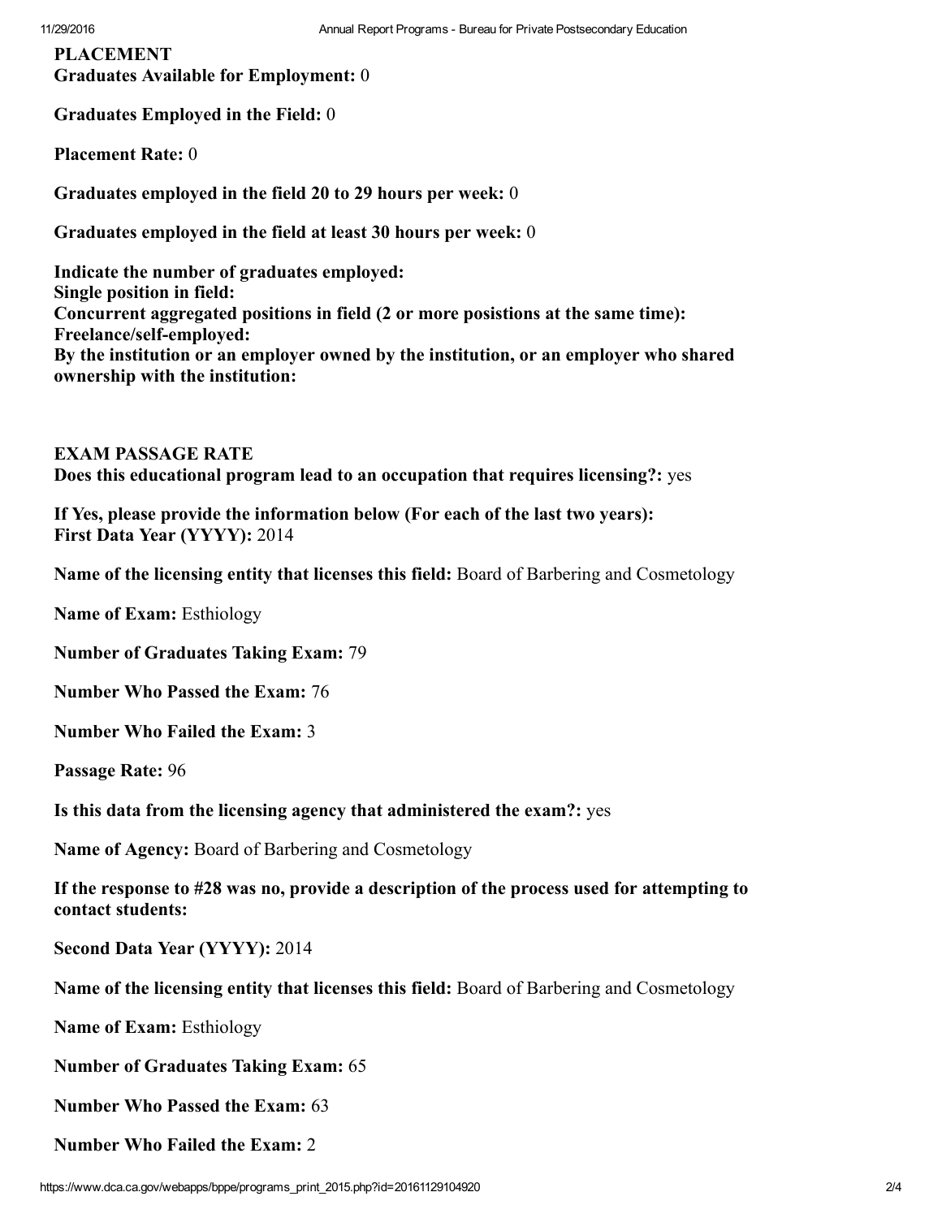**PLACEMENT**

**Graduates Available for Employment:** 0

**Graduates Employed in the Field:** 0

**Placement Rate:** 0

**Graduates employed in the field 20 to 29 hours per week:** 0

**Graduates employed in the field at least 30 hours per week:** 0

**Indicate the number of graduates employed:**
**Single position in field:**
**Concurrent aggregated positions in field (2 or more posistions at the same time):**
**Freelance/self-employed:**
**By the institution or an employer owned by the institution, or an employer who shared ownership with the institution:**

**EXAM PASSAGE RATE**

**Does this educational program lead to an occupation that requires licensing?:** yes

**If Yes, please provide the information below (For each of the last two years):**
**First Data Year (YYYY):** 2014

**Name of the licensing entity that licenses this field:** Board of Barbering and Cosmetology

**Name of Exam:** Esthiology

**Number of Graduates Taking Exam:** 79

**Number Who Passed the Exam:** 76

**Number Who Failed the Exam:** 3

**Passage Rate:** 96

**Is this data from the licensing agency that administered the exam?:** yes

**Name of Agency:** Board of Barbering and Cosmetology

**If the response to #28 was no, provide a description of the process used for attempting to contact students:**

**Second Data Year (YYYY):** 2014

**Name of the licensing entity that licenses this field:** Board of Barbering and Cosmetology

**Name of Exam:** Esthiology

**Number of Graduates Taking Exam:** 65

**Number Who Passed the Exam:** 63

**Number Who Failed the Exam:** 2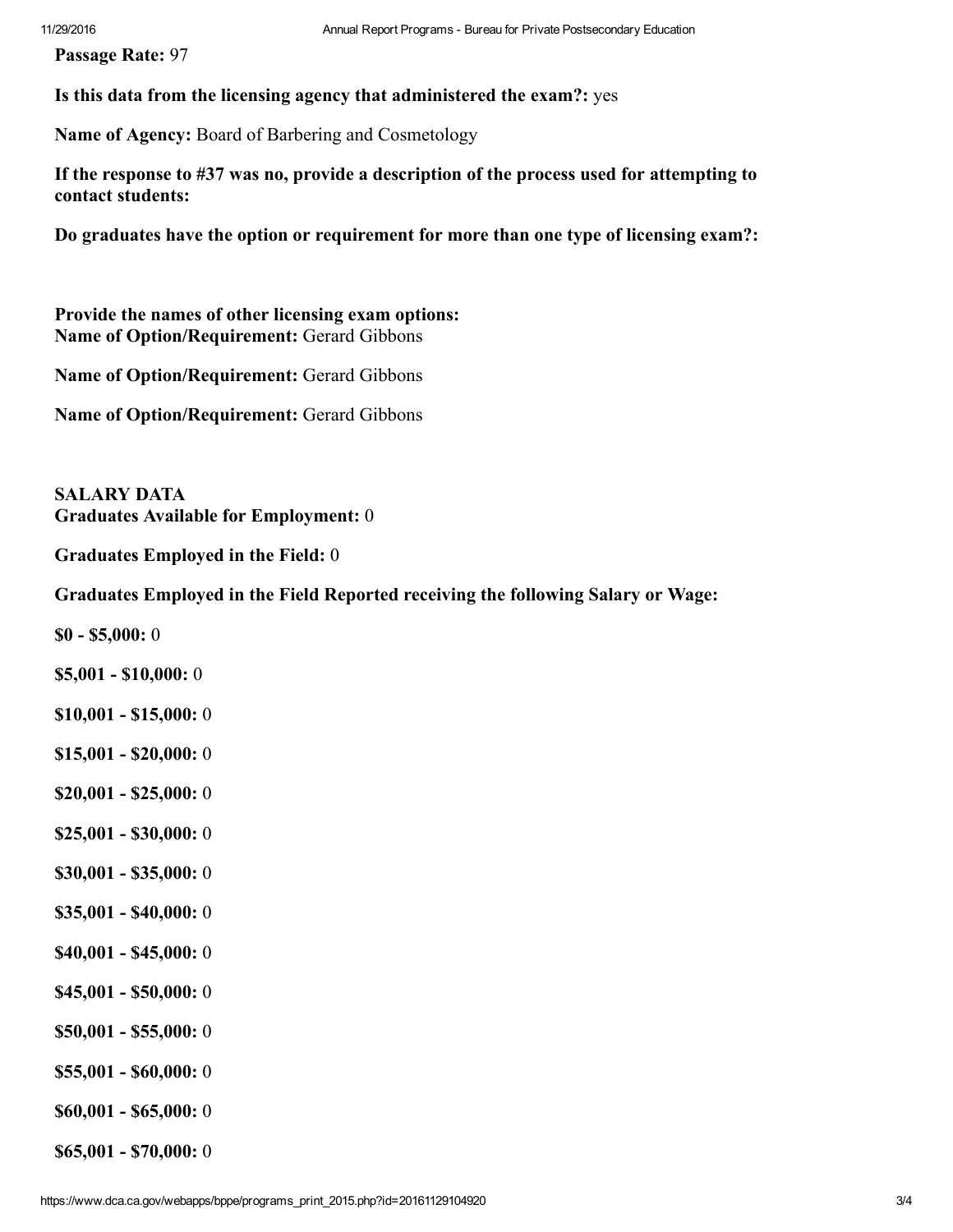**Passage Rate:** 97

**Is this data from the licensing agency that administered the exam?:** yes

**Name of Agency:** Board of Barbering and Cosmetology

**If the response to #37 was no, provide a description of the process used for attempting to contact students:**

**Do graduates have the option or requirement for more than one type of licensing exam?:**

**Provide the names of other licensing exam options:**
**Name of Option/Requirement:** Gerard Gibbons

**Name of Option/Requirement:** Gerard Gibbons

**Name of Option/Requirement:** Gerard Gibbons

**SALARY DATA**
**Graduates Available for Employment:** 0

**Graduates Employed in the Field:** 0

**Graduates Employed in the Field Reported receiving the following Salary or Wage:**

**$0 - $5,000:** 0

**$5,001 - $10,000:** 0

**$10,001 - $15,000:** 0

**$15,001 - $20,000:** 0

**$20,001 - $25,000:** 0

**$25,001 - $30,000:** 0

**$30,001 - $35,000:** 0

**$35,001 - $40,000:** 0

**$40,001 - $45,000:** 0

**$45,001 - $50,000:** 0

**$50,001 - $55,000:** 0

**$55,001 - $60,000:** 0

**$60,001 - $65,000:** 0

**$65,001 - $70,000:** 0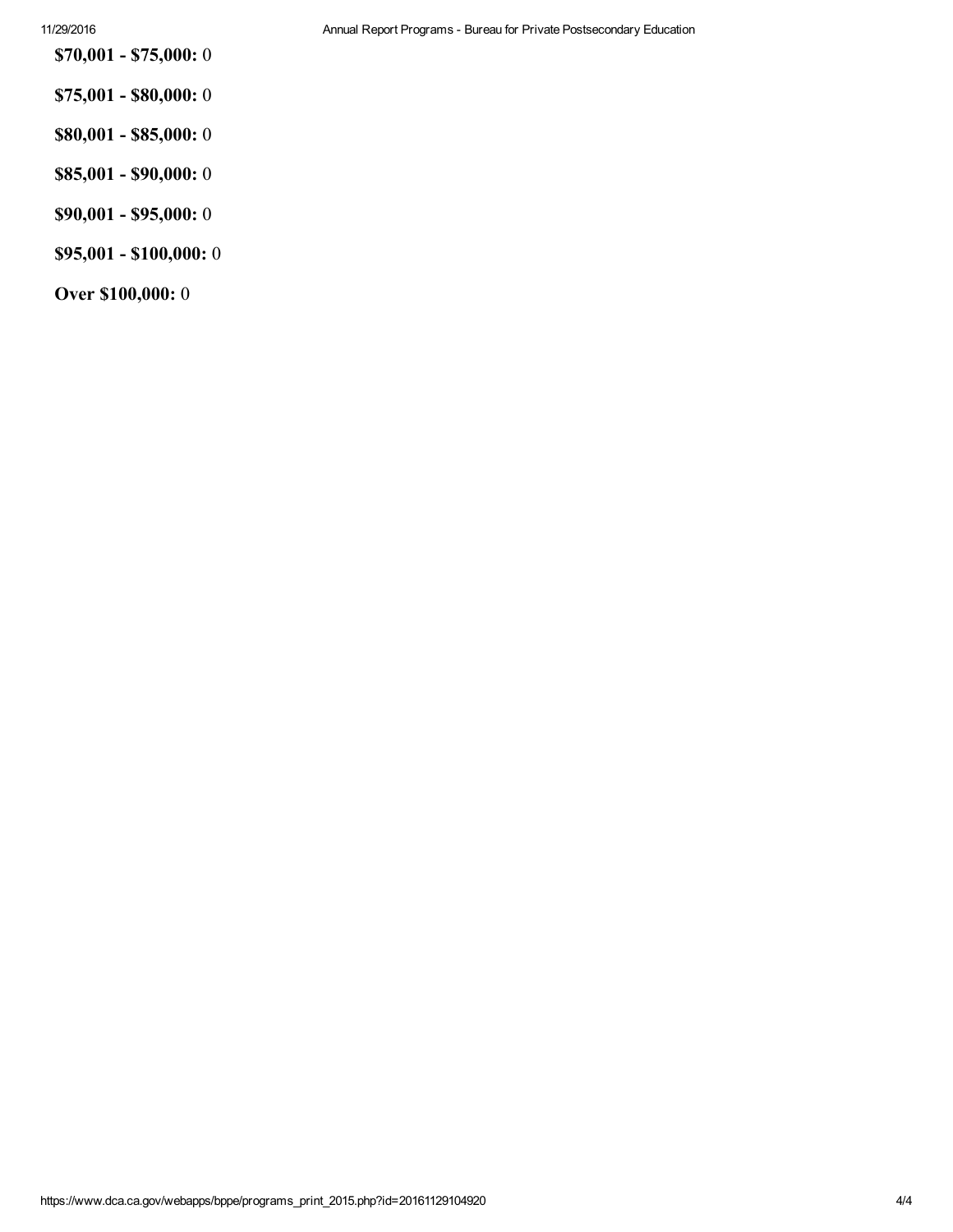**$70,001 - $75,000:** 0

**$75,001 - $80,000:** 0

**$80,001 - $85,000:** 0

**$85,001 - $90,000:** 0

**$90,001 - $95,000:** 0

**$95,001 - $100,000:** 0

**Over $100,000:** 0